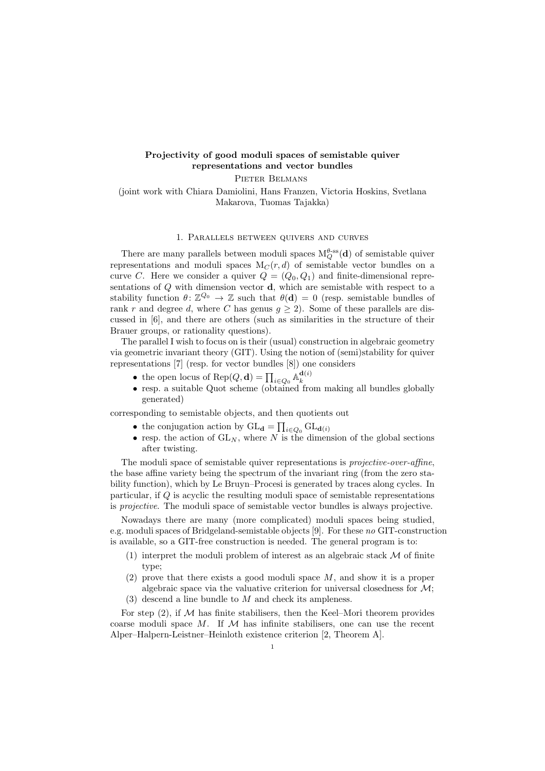# Projectivity of good moduli spaces of semistable quiver representations and vector bundles

Pieter Belmans

(joint work with Chiara Damiolini, Hans Franzen, Victoria Hoskins, Svetlana Makarova, Tuomas Tajakka)

## 1. Parallels between quivers and curves

There are many parallels between moduli spaces $\mathrm{M}_Q^{\theta\text{-ss}}(\mathbf{d})$ of semistable quiver representations and moduli spaces $\mathrm{M}_C(r,d)$ of semistable vector bundles on a curve $C$. Here we consider a quiver $Q = (Q_0, Q_1)$ and finite-dimensional representations of $Q$ with dimension vector $\mathbf{d}$, which are semistable with respect to a stability function $\theta\colon \mathbb{Z}^{Q_0} \to \mathbb{Z}$ such that $\theta(\mathbf{d}) = 0$ (resp. semistable bundles of rank $r$ and degree $d$, where $C$ has genus $g \geq 2$). Some of these parallels are discussed in [6], and there are others (such as similarities in the structure of their Brauer groups, or rationality questions).

The parallel I wish to focus on is their (usual) construction in algebraic geometry via geometric invariant theory (GIT). Using the notion of (semi)stability for quiver representations [7] (resp. for vector bundles [8]) one considers

- the open locus of $\mathrm{Rep}(Q,\mathbf{d}) = \prod_{i\in Q_0} \mathbb{A}_k^{\mathbf{d}(i)}$
- resp. a suitable Quot scheme (obtained from making all bundles globally generated)

corresponding to semistable objects, and then quotients out

- the conjugation action by $\mathrm{GL}_{\mathbf{d}} = \prod_{i\in Q_0} \mathrm{GL}_{\mathbf{d}(i)}$
- resp. the action of $\mathrm{GL}_N$, where $N$ is the dimension of the global sections after twisting.

The moduli space of semistable quiver representations is *projective-over-affine*, the base affine variety being the spectrum of the invariant ring (from the zero stability function), which by Le Bruyn–Procesi is generated by traces along cycles. In particular, if $Q$ is acyclic the resulting moduli space of semistable representations is *projective*. The moduli space of semistable vector bundles is always projective.

Nowadays there are many (more complicated) moduli spaces being studied, e.g. moduli spaces of Bridgeland-semistable objects [9]. For these *no* GIT-construction is available, so a GIT-free construction is needed. The general program is to:

1. interpret the moduli problem of interest as an algebraic stack $\mathcal{M}$ of finite type;
2. prove that there exists a good moduli space $M$, and show it is a proper algebraic space via the valuative criterion for universal closedness for $\mathcal{M}$;
3. descend a line bundle to $M$ and check its ampleness.

For step (2), if $\mathcal{M}$ has finite stabilisers, then the Keel–Mori theorem provides coarse moduli space $M$. If $\mathcal{M}$ has infinite stabilisers, one can use the recent Alper–Halpern-Leistner–Heinloth existence criterion [2, Theorem A].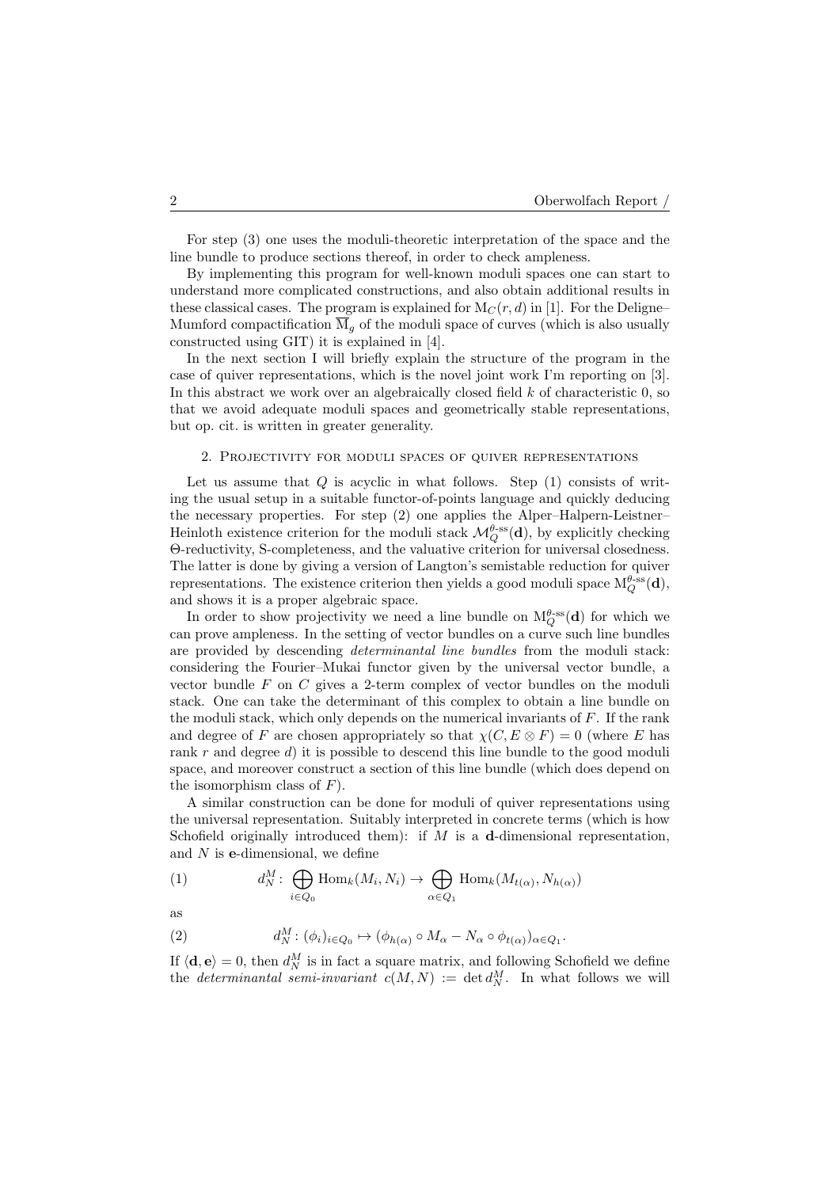For step (3) one uses the moduli-theoretic interpretation of the space and the line bundle to produce sections thereof, in order to check ampleness.

By implementing this program for well-known moduli spaces one can start to understand more complicated constructions, and also obtain additional results in these classical cases. The program is explained for $\mathrm{M}_C(r,d)$ in [1]. For the Deligne–Mumford compactification $\overline{\mathrm{M}}_g$ of the moduli space of curves (which is also usually constructed using GIT) it is explained in [4].

In the next section I will briefly explain the structure of the program in the case of quiver representations, which is the novel joint work I'm reporting on [3]. In this abstract we work over an algebraically closed field $k$ of characteristic 0, so that we avoid adequate moduli spaces and geometrically stable representations, but op. cit. is written in greater generality.

## 2. Projectivity for moduli spaces of quiver representations

Let us assume that $Q$ is acyclic in what follows. Step (1) consists of writing the usual setup in a suitable functor-of-points language and quickly deducing the necessary properties. For step (2) one applies the Alper–Halpern-Leistner–Heinloth existence criterion for the moduli stack $\mathcal{M}_Q^{\theta\text{-ss}}(\mathbf{d})$, by explicitly checking $\Theta$-reductivity, S-completeness, and the valuative criterion for universal closedness. The latter is done by giving a version of Langton's semistable reduction for quiver representations. The existence criterion then yields a good moduli space $\mathrm{M}_Q^{\theta\text{-ss}}(\mathbf{d})$, and shows it is a proper algebraic space.

In order to show projectivity we need a line bundle on $\mathrm{M}_Q^{\theta\text{-ss}}(\mathbf{d})$ for which we can prove ampleness. In the setting of vector bundles on a curve such line bundles are provided by descending *determinantal line bundles* from the moduli stack: considering the Fourier–Mukai functor given by the universal vector bundle, a vector bundle $F$ on $C$ gives a 2-term complex of vector bundles on the moduli stack. One can take the determinant of this complex to obtain a line bundle on the moduli stack, which only depends on the numerical invariants of $F$. If the rank and degree of $F$ are chosen appropriately so that $\chi(C, E \otimes F) = 0$ (where $E$ has rank $r$ and degree $d$) it is possible to descend this line bundle to the good moduli space, and moreover construct a section of this line bundle (which does depend on the isomorphism class of $F$).

A similar construction can be done for moduli of quiver representations using the universal representation. Suitably interpreted in concrete terms (which is how Schofield originally introduced them): if $M$ is a $\mathbf{d}$-dimensional representation, and $N$ is $\mathbf{e}$-dimensional, we define

$$d_N^M \colon \bigoplus_{i\in Q_0} \mathrm{Hom}_k(M_i, N_i) \to \bigoplus_{\alpha\in Q_1} \mathrm{Hom}_k(M_{t(\alpha)}, N_{h(\alpha)}) \tag{1}$$

as

$$d_N^M \colon (\phi_i)_{i\in Q_0} \mapsto (\phi_{h(\alpha)} \circ M_\alpha - N_\alpha \circ \phi_{t(\alpha)})_{\alpha\in Q_1}. \tag{2}$$

If $\langle \mathbf{d}, \mathbf{e}\rangle = 0$, then $d_N^M$ is in fact a square matrix, and following Schofield we define the *determinantal semi-invariant* $c(M,N) := \det d_N^M$. In what follows we will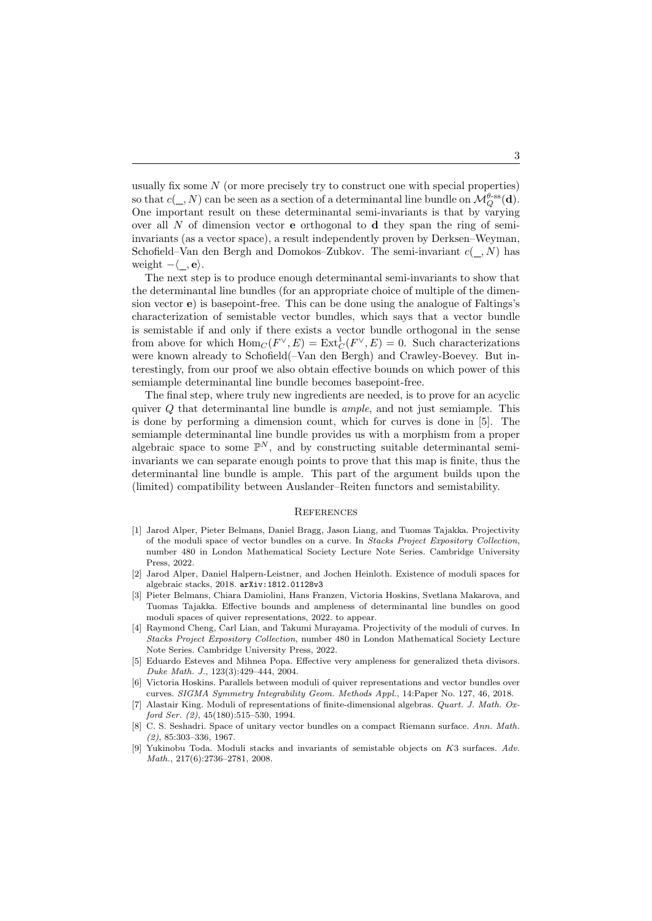usually fix some $N$ (or more precisely try to construct one with special properties) so that $c(\_, N)$ can be seen as a section of a determinantal line bundle on $\mathcal{M}_Q^{\theta\text{-ss}}(\mathbf{d})$. One important result on these determinantal semi-invariants is that by varying over all $N$ of dimension vector $\mathbf{e}$ orthogonal to $\mathbf{d}$ they span the ring of semi-invariants (as a vector space), a result independently proven by Derksen–Weyman, Schofield–Van den Bergh and Domokos–Zubkov. The semi-invariant $c(\_, N)$ has weight $-\langle \_, \mathbf{e} \rangle$.

The next step is to produce enough determinantal semi-invariants to show that the determinantal line bundles (for an appropriate choice of multiple of the dimension vector $\mathbf{e}$) is basepoint-free. This can be done using the analogue of Faltings's characterization of semistable vector bundles, which says that a vector bundle is semistable if and only if there exists a vector bundle orthogonal in the sense from above for which $\mathrm{Hom}_C(F^\vee, E) = \mathrm{Ext}^1_C(F^\vee, E) = 0$. Such characterizations were known already to Schofield(–Van den Bergh) and Crawley-Boevey. But interestingly, from our proof we also obtain effective bounds on which power of this semiample determinantal line bundle becomes basepoint-free.

The final step, where truly new ingredients are needed, is to prove for an acyclic quiver $Q$ that determinantal line bundle is *ample*, and not just semiample. This is done by performing a dimension count, which for curves is done in [5]. The semiample determinantal line bundle provides us with a morphism from a proper algebraic space to some $\mathbb{P}^N$, and by constructing suitable determinantal semi-invariants we can separate enough points to prove that this map is finite, thus the determinantal line bundle is ample. This part of the argument builds upon the (limited) compatibility between Auslander–Reiten functors and semistability.

## References

[1] Jarod Alper, Pieter Belmans, Daniel Bragg, Jason Liang, and Tuomas Tajakka. Projectivity of the moduli space of vector bundles on a curve. In *Stacks Project Expository Collection*, number 480 in London Mathematical Society Lecture Note Series. Cambridge University Press, 2022.

[2] Jarod Alper, Daniel Halpern-Leistner, and Jochen Heinloth. Existence of moduli spaces for algebraic stacks, 2018. arXiv:1812.01128v3

[3] Pieter Belmans, Chiara Damiolini, Hans Franzen, Victoria Hoskins, Svetlana Makarova, and Tuomas Tajakka. Effective bounds and ampleness of determinantal line bundles on good moduli spaces of quiver representations, 2022. to appear.

[4] Raymond Cheng, Carl Lian, and Takumi Murayama. Projectivity of the moduli of curves. In *Stacks Project Expository Collection*, number 480 in London Mathematical Society Lecture Note Series. Cambridge University Press, 2022.

[5] Eduardo Esteves and Mihnea Popa. Effective very ampleness for generalized theta divisors. *Duke Math. J.*, 123(3):429–444, 2004.

[6] Victoria Hoskins. Parallels between moduli of quiver representations and vector bundles over curves. *SIGMA Symmetry Integrability Geom. Methods Appl.*, 14:Paper No. 127, 46, 2018.

[7] Alastair King. Moduli of representations of finite-dimensional algebras. *Quart. J. Math. Oxford Ser. (2)*, 45(180):515–530, 1994.

[8] C. S. Seshadri. Space of unitary vector bundles on a compact Riemann surface. *Ann. Math. (2)*, 85:303–336, 1967.

[9] Yukinobu Toda. Moduli stacks and invariants of semistable objects on $K3$ surfaces. *Adv. Math.*, 217(6):2736–2781, 2008.